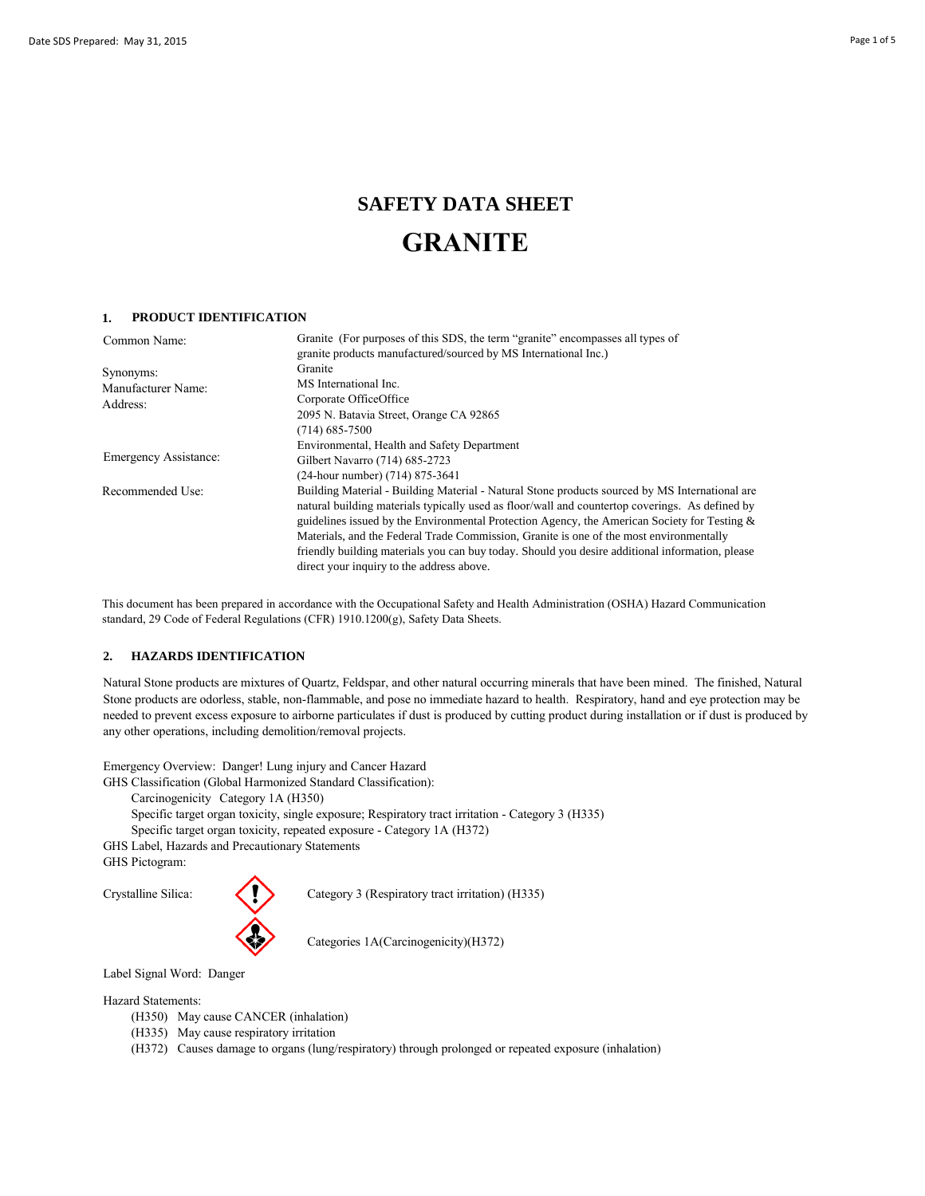# SAFETY DATA SHEET

# GRANITE

## 1. PRODUCT IDENTIFICATION

| | |
|---|---|
| Common Name: | Granite (For purposes of this SDS, the term “granite” encompasses all types of granite products manufactured/sourced by MS International Inc.) |
| Synonyms: | Granite |
| Manufacturer Name: | MS International Inc. |
| Address: | Corporate OfficeOffice<br>2095 N. Batavia Street, Orange CA 92865<br>(714) 685-7500 |
| Emergency Assistance: | Environmental, Health and Safety Department<br>Gilbert Navarro (714) 685-2723<br>(24-hour number) (714) 875-3641 |
| Recommended Use: | Building Material - Building Material - Natural Stone products sourced by MS International are natural building materials typically used as floor/wall and countertop coverings. As defined by guidelines issued by the Environmental Protection Agency, the American Society for Testing & Materials, and the Federal Trade Commission, Granite is one of the most environmentally friendly building materials you can buy today. Should you desire additional information, please direct your inquiry to the address above. |

This document has been prepared in accordance with the Occupational Safety and Health Administration (OSHA) Hazard Communication standard, 29 Code of Federal Regulations (CFR) 1910.1200(g), Safety Data Sheets.

## 2. HAZARDS IDENTIFICATION

Natural Stone products are mixtures of Quartz, Feldspar, and other natural occurring minerals that have been mined. The finished, Natural Stone products are odorless, stable, non-flammable, and pose no immediate hazard to health. Respiratory, hand and eye protection may be needed to prevent excess exposure to airborne particulates if dust is produced by cutting product during installation or if dust is produced by any other operations, including demolition/removal projects.

Emergency Overview: Danger! Lung injury and Cancer Hazard

GHS Classification (Global Harmonized Standard Classification):

- Carcinogenicity Category 1A (H350)
- Specific target organ toxicity, single exposure; Respiratory tract irritation - Category 3 (H335)
- Specific target organ toxicity, repeated exposure - Category 1A (H372)

GHS Label, Hazards and Precautionary Statements

GHS Pictogram:

Crystalline Silica: Category 3 (Respiratory tract irritation) (H335)

Categories 1A(Carcinogenicity)(H372)

Label Signal Word: Danger

Hazard Statements:

- (H350) May cause CANCER (inhalation)
- (H335) May cause respiratory irritation
- (H372) Causes damage to organs (lung/respiratory) through prolonged or repeated exposure (inhalation)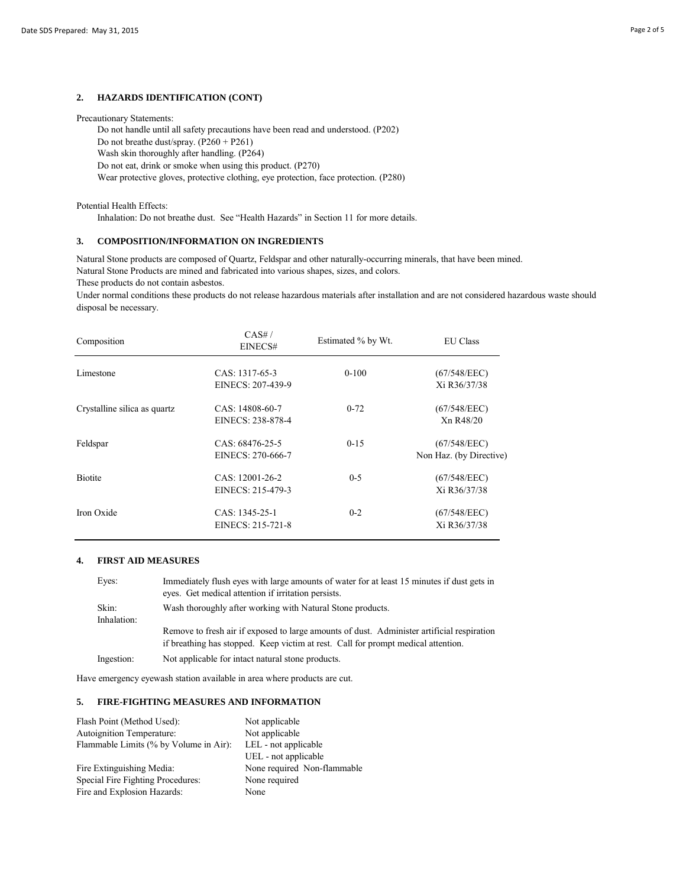## 2. HAZARDS IDENTIFICATION (CONT)

Precautionary Statements:

Do not handle until all safety precautions have been read and understood. (P202)
Do not breathe dust/spray. (P260 + P261)
Wash skin thoroughly after handling. (P264)
Do not eat, drink or smoke when using this product. (P270)
Wear protective gloves, protective clothing, eye protection, face protection. (P280)

Potential Health Effects:

Inhalation: Do not breathe dust. See "Health Hazards" in Section 11 for more details.

## 3. COMPOSITION/INFORMATION ON INGREDIENTS

Natural Stone products are composed of Quartz, Feldspar and other naturally-occurring minerals, that have been mined.
Natural Stone Products are mined and fabricated into various shapes, sizes, and colors.
These products do not contain asbestos.
Under normal conditions these products do not release hazardous materials after installation and are not considered hazardous waste should disposal be necessary.

| Composition | CAS# / EINECS# | Estimated % by Wt. | EU Class |
|---|---|---|---|
| Limestone | CAS: 1317-65-3<br>EINECS: 207-439-9 | 0-100 | (67/548/EEC)<br>Xi R36/37/38 |
| Crystalline silica as quartz | CAS: 14808-60-7<br>EINECS: 238-878-4 | 0-72 | (67/548/EEC)<br>Xn R48/20 |
| Feldspar | CAS: 68476-25-5<br>EINECS: 270-666-7 | 0-15 | (67/548/EEC)<br>Non Haz. (by Directive) |
| Biotite | CAS: 12001-26-2<br>EINECS: 215-479-3 | 0-5 | (67/548/EEC)<br>Xi R36/37/38 |
| Iron Oxide | CAS: 1345-25-1<br>EINECS: 215-721-8 | 0-2 | (67/548/EEC)<br>Xi R36/37/38 |

## 4. FIRST AID MEASURES

| | |
|---|---|
| Eyes: | Immediately flush eyes with large amounts of water for at least 15 minutes if dust gets in eyes. Get medical attention if irritation persists. |
| Skin: | Wash thoroughly after working with Natural Stone products. |
| Inhalation: | Remove to fresh air if exposed to large amounts of dust. Administer artificial respiration if breathing has stopped. Keep victim at rest. Call for prompt medical attention. |
| Ingestion: | Not applicable for intact natural stone products. |

Have emergency eyewash station available in area where products are cut.

## 5. FIRE-FIGHTING MEASURES AND INFORMATION

| | |
|---|---|
| Flash Point (Method Used): | Not applicable |
| Autoignition Temperature: | Not applicable |
| Flammable Limits (% by Volume in Air): | LEL - not applicable<br>UEL - not applicable |
| Fire Extinguishing Media: | None required Non-flammable |
| Special Fire Fighting Procedures: | None required |
| Fire and Explosion Hazards: | None |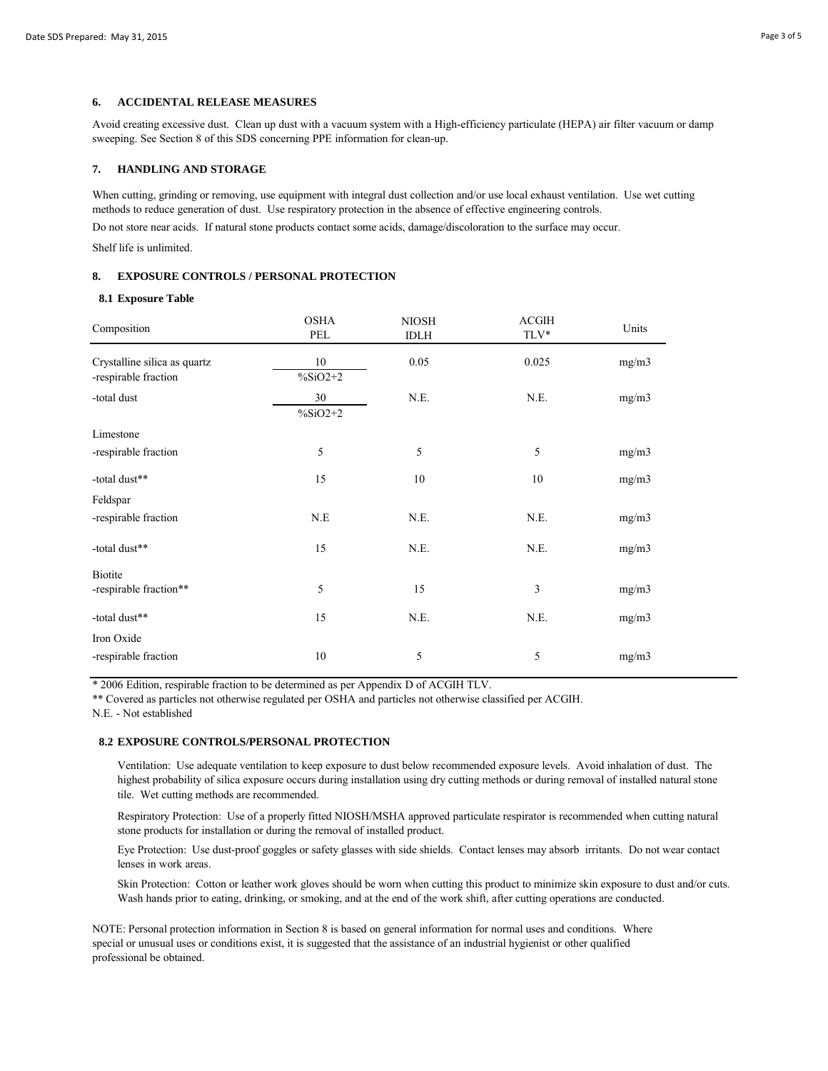## 6. ACCIDENTAL RELEASE MEASURES

Avoid creating excessive dust. Clean up dust with a vacuum system with a High-efficiency particulate (HEPA) air filter vacuum or damp sweeping. See Section 8 of this SDS concerning PPE information for clean-up.

## 7. HANDLING AND STORAGE

When cutting, grinding or removing, use equipment with integral dust collection and/or use local exhaust ventilation. Use wet cutting methods to reduce generation of dust. Use respiratory protection in the absence of effective engineering controls.

Do not store near acids. If natural stone products contact some acids, damage/discoloration to the surface may occur.

Shelf life is unlimited.

## 8. EXPOSURE CONTROLS / PERSONAL PROTECTION

### 8.1 Exposure Table

| Composition | OSHA PEL | NIOSH IDLH | ACGIH TLV* | Units |
|---|---|---|---|---|
| Crystalline silica as quartz -respirable fraction | $\frac{10}{\%SiO_2+2}$ | 0.05 | 0.025 | mg/m3 |
| -total dust | $\frac{30}{\%SiO_2+2}$ | N.E. | N.E. | mg/m3 |
| Limestone | | | | |
| -respirable fraction | 5 | 5 | 5 | mg/m3 |
| -total dust** | 15 | 10 | 10 | mg/m3 |
| Feldspar | | | | |
| -respirable fraction | N.E | N.E. | N.E. | mg/m3 |
| -total dust** | 15 | N.E. | N.E. | mg/m3 |
| Biotite -respirable fraction** | 5 | 15 | 3 | mg/m3 |
| -total dust** | 15 | N.E. | N.E. | mg/m3 |
| Iron Oxide | | | | |
| -respirable fraction | 10 | 5 | 5 | mg/m3 |

\* 2006 Edition, respirable fraction to be determined as per Appendix D of ACGIH TLV.

** Covered as particles not otherwise regulated per OSHA and particles not otherwise classified per ACGIH.

N.E. - Not established

### 8.2 EXPOSURE CONTROLS/PERSONAL PROTECTION

Ventilation: Use adequate ventilation to keep exposure to dust below recommended exposure levels. Avoid inhalation of dust. The highest probability of silica exposure occurs during installation using dry cutting methods or during removal of installed natural stone tile. Wet cutting methods are recommended.

Respiratory Protection: Use of a properly fitted NIOSH/MSHA approved particulate respirator is recommended when cutting natural stone products for installation or during the removal of installed product.

Eye Protection: Use dust-proof goggles or safety glasses with side shields. Contact lenses may absorb irritants. Do not wear contact lenses in work areas.

Skin Protection: Cotton or leather work gloves should be worn when cutting this product to minimize skin exposure to dust and/or cuts. Wash hands prior to eating, drinking, or smoking, and at the end of the work shift, after cutting operations are conducted.

NOTE: Personal protection information in Section 8 is based on general information for normal uses and conditions. Where special or unusual uses or conditions exist, it is suggested that the assistance of an industrial hygienist or other qualified professional be obtained.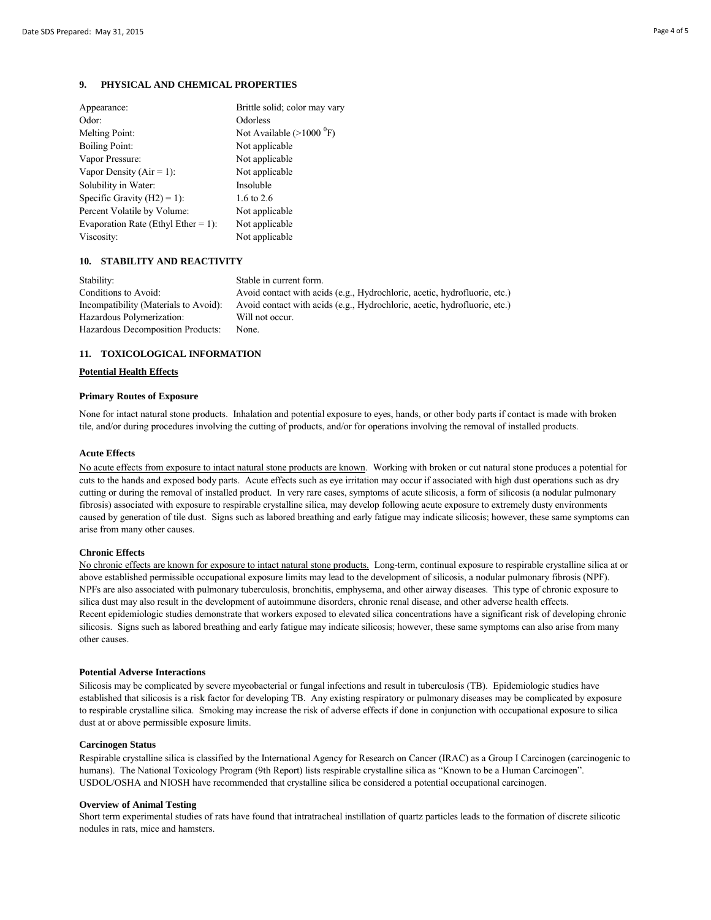## 9. PHYSICAL AND CHEMICAL PROPERTIES

| | |
|---|---|
| Appearance: | Brittle solid; color may vary |
| Odor: | Odorless |
| Melting Point: | Not Available (>1000 $^0$F) |
| Boiling Point: | Not applicable |
| Vapor Pressure: | Not applicable |
| Vapor Density (Air = 1): | Not applicable |
| Solubility in Water: | Insoluble |
| Specific Gravity (H2) = 1): | 1.6 to 2.6 |
| Percent Volatile by Volume: | Not applicable |
| Evaporation Rate (Ethyl Ether = 1): | Not applicable |
| Viscosity: | Not applicable |

## 10. STABILITY AND REACTIVITY

| | |
|---|---|
| Stability: | Stable in current form. |
| Conditions to Avoid: | Avoid contact with acids (e.g., Hydrochloric, acetic, hydrofluoric, etc.) |
| Incompatibility (Materials to Avoid): | Avoid contact with acids (e.g., Hydrochloric, acetic, hydrofluoric, etc.) |
| Hazardous Polymerization: | Will not occur. |
| Hazardous Decomposition Products: | None. |

## 11. TOXICOLOGICAL INFORMATION

**Potential Health Effects**

**Primary Routes of Exposure**

None for intact natural stone products. Inhalation and potential exposure to eyes, hands, or other body parts if contact is made with broken tile, and/or during procedures involving the cutting of products, and/or for operations involving the removal of installed products.

**Acute Effects**

No acute effects from exposure to intact natural stone products are known. Working with broken or cut natural stone produces a potential for cuts to the hands and exposed body parts. Acute effects such as eye irritation may occur if associated with high dust operations such as dry cutting or during the removal of installed product. In very rare cases, symptoms of acute silicosis, a form of silicosis (a nodular pulmonary fibrosis) associated with exposure to respirable crystalline silica, may develop following acute exposure to extremely dusty environments caused by generation of tile dust. Signs such as labored breathing and early fatigue may indicate silicosis; however, these same symptoms can arise from many other causes.

**Chronic Effects**

No chronic effects are known for exposure to intact natural stone products. Long-term, continual exposure to respirable crystalline silica at or above established permissible occupational exposure limits may lead to the development of silicosis, a nodular pulmonary fibrosis (NPF). NPFs are also associated with pulmonary tuberculosis, bronchitis, emphysema, and other airway diseases. This type of chronic exposure to silica dust may also result in the development of autoimmune disorders, chronic renal disease, and other adverse health effects.
Recent epidemiologic studies demonstrate that workers exposed to elevated silica concentrations have a significant risk of developing chronic silicosis. Signs such as labored breathing and early fatigue may indicate silicosis; however, these same symptoms can also arise from many other causes.

**Potential Adverse Interactions**

Silicosis may be complicated by severe mycobacterial or fungal infections and result in tuberculosis (TB). Epidemiologic studies have established that silicosis is a risk factor for developing TB. Any existing respiratory or pulmonary diseases may be complicated by exposure to respirable crystalline silica. Smoking may increase the risk of adverse effects if done in conjunction with occupational exposure to silica dust at or above permissible exposure limits.

**Carcinogen Status**

Respirable crystalline silica is classified by the International Agency for Research on Cancer (IRAC) as a Group I Carcinogen (carcinogenic to humans). The National Toxicology Program (9th Report) lists respirable crystalline silica as "Known to be a Human Carcinogen". USDOL/OSHA and NIOSH have recommended that crystalline silica be considered a potential occupational carcinogen.

**Overview of Animal Testing**

Short term experimental studies of rats have found that intratracheal instillation of quartz particles leads to the formation of discrete silicotic nodules in rats, mice and hamsters.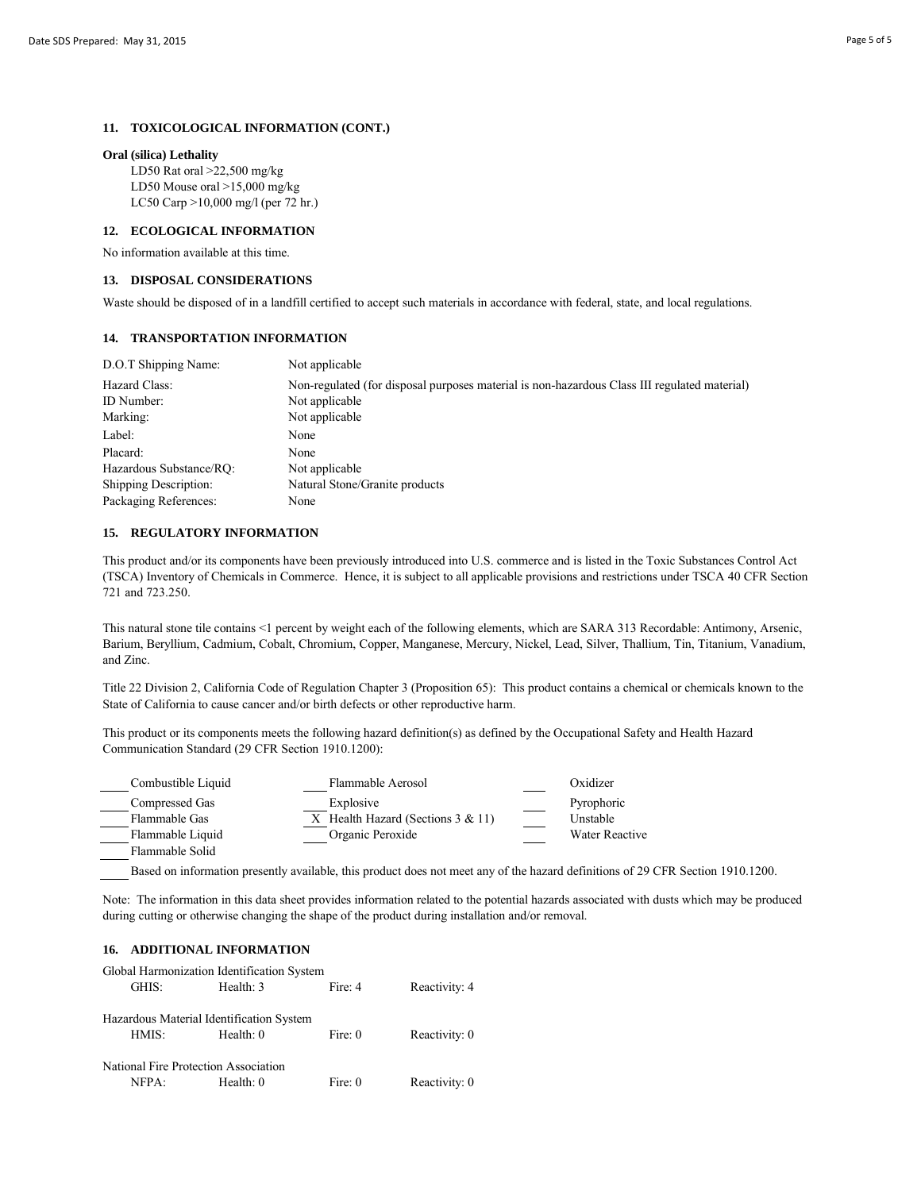## 11. TOXICOLOGICAL INFORMATION (CONT.)

**Oral (silica) Lethality**

LD50 Rat oral >22,500 mg/kg
LD50 Mouse oral >15,000 mg/kg
LC50 Carp >10,000 mg/l (per 72 hr.)

## 12. ECOLOGICAL INFORMATION

No information available at this time.

## 13. DISPOSAL CONSIDERATIONS

Waste should be disposed of in a landfill certified to accept such materials in accordance with federal, state, and local regulations.

## 14. TRANSPORTATION INFORMATION

| | |
|---|---|
| D.O.T Shipping Name: | Not applicable |
| Hazard Class: | Non-regulated (for disposal purposes material is non-hazardous Class III regulated material) |
| ID Number: | Not applicable |
| Marking: | Not applicable |
| Label: | None |
| Placard: | None |
| Hazardous Substance/RQ: | Not applicable |
| Shipping Description: | Natural Stone/Granite products |
| Packaging References: | None |

## 15. REGULATORY INFORMATION

This product and/or its components have been previously introduced into U.S. commerce and is listed in the Toxic Substances Control Act (TSCA) Inventory of Chemicals in Commerce. Hence, it is subject to all applicable provisions and restrictions under TSCA 40 CFR Section 721 and 723.250.

This natural stone tile contains <1 percent by weight each of the following elements, which are SARA 313 Recordable: Antimony, Arsenic, Barium, Beryllium, Cadmium, Cobalt, Chromium, Copper, Manganese, Mercury, Nickel, Lead, Silver, Thallium, Tin, Titanium, Vanadium, and Zinc.

Title 22 Division 2, California Code of Regulation Chapter 3 (Proposition 65): This product contains a chemical or chemicals known to the State of California to cause cancer and/or birth defects or other reproductive harm.

This product or its components meets the following hazard definition(s) as defined by the Occupational Safety and Health Hazard Communication Standard (29 CFR Section 1910.1200):

| | | |
|---|---|---|
| ___ Combustible Liquid | ___ Flammable Aerosol | ___ Oxidizer |
| ___ Compressed Gas | ___ Explosive | ___ Pyrophoric |
| ___ Flammable Gas | X Health Hazard (Sections 3 & 11) | ___ Unstable |
| ___ Flammable Liquid | ___ Organic Peroxide | ___ Water Reactive |
| ___ Flammable Solid | | |

___ Based on information presently available, this product does not meet any of the hazard definitions of 29 CFR Section 1910.1200.

Note: The information in this data sheet provides information related to the potential hazards associated with dusts which may be produced during cutting or otherwise changing the shape of the product during installation and/or removal.

## 16. ADDITIONAL INFORMATION

Global Harmonization Identification System

| | | | |
|---|---|---|---|
| GHIS: | Health: 3 | Fire: 4 | Reactivity: 4 |

Hazardous Material Identification System

| | | | |
|---|---|---|---|
| HMIS: | Health: 0 | Fire: 0 | Reactivity: 0 |

National Fire Protection Association

| | | | |
|---|---|---|---|
| NFPA: | Health: 0 | Fire: 0 | Reactivity: 0 |